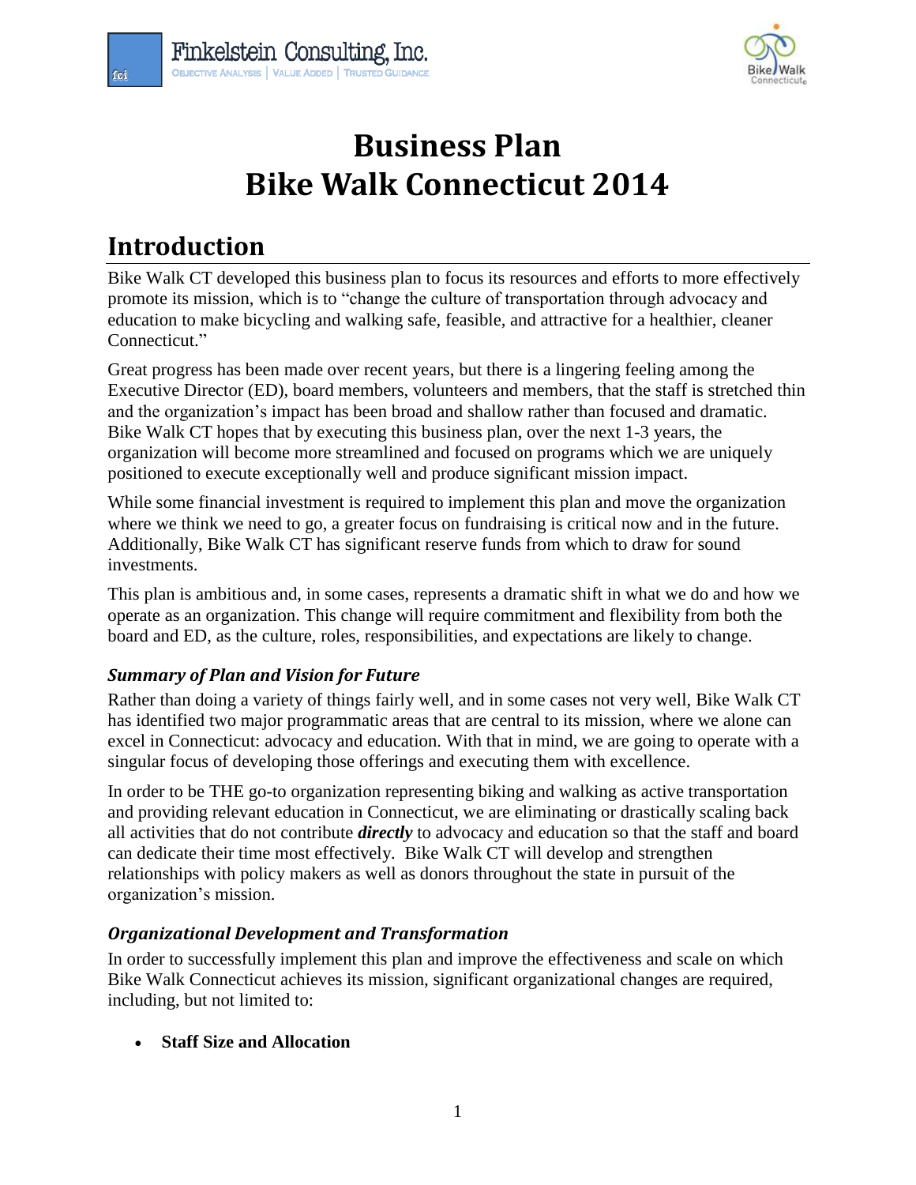# Business Plan
# Bike Walk Connecticut 2014

## Introduction

Bike Walk CT developed this business plan to focus its resources and efforts to more effectively promote its mission, which is to "change the culture of transportation through advocacy and education to make bicycling and walking safe, feasible, and attractive for a healthier, cleaner Connecticut."

Great progress has been made over recent years, but there is a lingering feeling among the Executive Director (ED), board members, volunteers and members, that the staff is stretched thin and the organization's impact has been broad and shallow rather than focused and dramatic. Bike Walk CT hopes that by executing this business plan, over the next 1-3 years, the organization will become more streamlined and focused on programs which we are uniquely positioned to execute exceptionally well and produce significant mission impact.

While some financial investment is required to implement this plan and move the organization where we think we need to go, a greater focus on fundraising is critical now and in the future. Additionally, Bike Walk CT has significant reserve funds from which to draw for sound investments.

This plan is ambitious and, in some cases, represents a dramatic shift in what we do and how we operate as an organization. This change will require commitment and flexibility from both the board and ED, as the culture, roles, responsibilities, and expectations are likely to change.

### *Summary of Plan and Vision for Future*

Rather than doing a variety of things fairly well, and in some cases not very well, Bike Walk CT has identified two major programmatic areas that are central to its mission, where we alone can excel in Connecticut: advocacy and education. With that in mind, we are going to operate with a singular focus of developing those offerings and executing them with excellence.

In order to be THE go-to organization representing biking and walking as active transportation and providing relevant education in Connecticut, we are eliminating or drastically scaling back all activities that do not contribute ***directly*** to advocacy and education so that the staff and board can dedicate their time most effectively. Bike Walk CT will develop and strengthen relationships with policy makers as well as donors throughout the state in pursuit of the organization's mission.

### *Organizational Development and Transformation*

In order to successfully implement this plan and improve the effectiveness and scale on which Bike Walk Connecticut achieves its mission, significant organizational changes are required, including, but not limited to:

- **Staff Size and Allocation**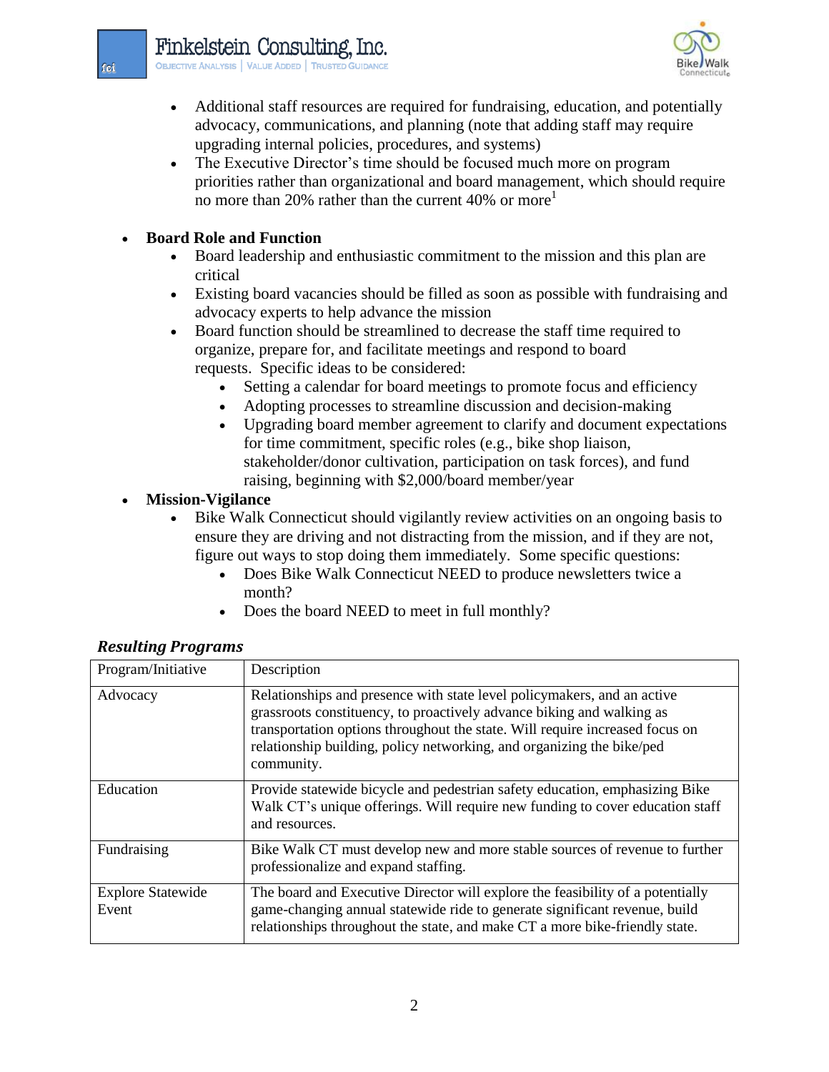- Additional staff resources are required for fundraising, education, and potentially advocacy, communications, and planning (note that adding staff may require upgrading internal policies, procedures, and systems)
- The Executive Director's time should be focused much more on program priorities rather than organizational and board management, which should require no more than 20% rather than the current 40% or more[1]

- **Board Role and Function**
  - Board leadership and enthusiastic commitment to the mission and this plan are critical
  - Existing board vacancies should be filled as soon as possible with fundraising and advocacy experts to help advance the mission
  - Board function should be streamlined to decrease the staff time required to organize, prepare for, and facilitate meetings and respond to board requests. Specific ideas to be considered:
    - Setting a calendar for board meetings to promote focus and efficiency
    - Adopting processes to streamline discussion and decision-making
    - Upgrading board member agreement to clarify and document expectations for time commitment, specific roles (e.g., bike shop liaison, stakeholder/donor cultivation, participation on task forces), and fund raising, beginning with $2,000/board member/year
- **Mission-Vigilance**
  - Bike Walk Connecticut should vigilantly review activities on an ongoing basis to ensure they are driving and not distracting from the mission, and if they are not, figure out ways to stop doing them immediately. Some specific questions:
    - Does Bike Walk Connecticut NEED to produce newsletters twice a month?
    - Does the board NEED to meet in full monthly?

### *Resulting Programs*

| Program/Initiative | Description |
|---|---|
| Advocacy | Relationships and presence with state level policymakers, and an active grassroots constituency, to proactively advance biking and walking as transportation options throughout the state. Will require increased focus on relationship building, policy networking, and organizing the bike/ped community. |
| Education | Provide statewide bicycle and pedestrian safety education, emphasizing Bike Walk CT's unique offerings. Will require new funding to cover education staff and resources. |
| Fundraising | Bike Walk CT must develop new and more stable sources of revenue to further professionalize and expand staffing. |
| Explore Statewide Event | The board and Executive Director will explore the feasibility of a potentially game-changing annual statewide ride to generate significant revenue, build relationships throughout the state, and make CT a more bike-friendly state. |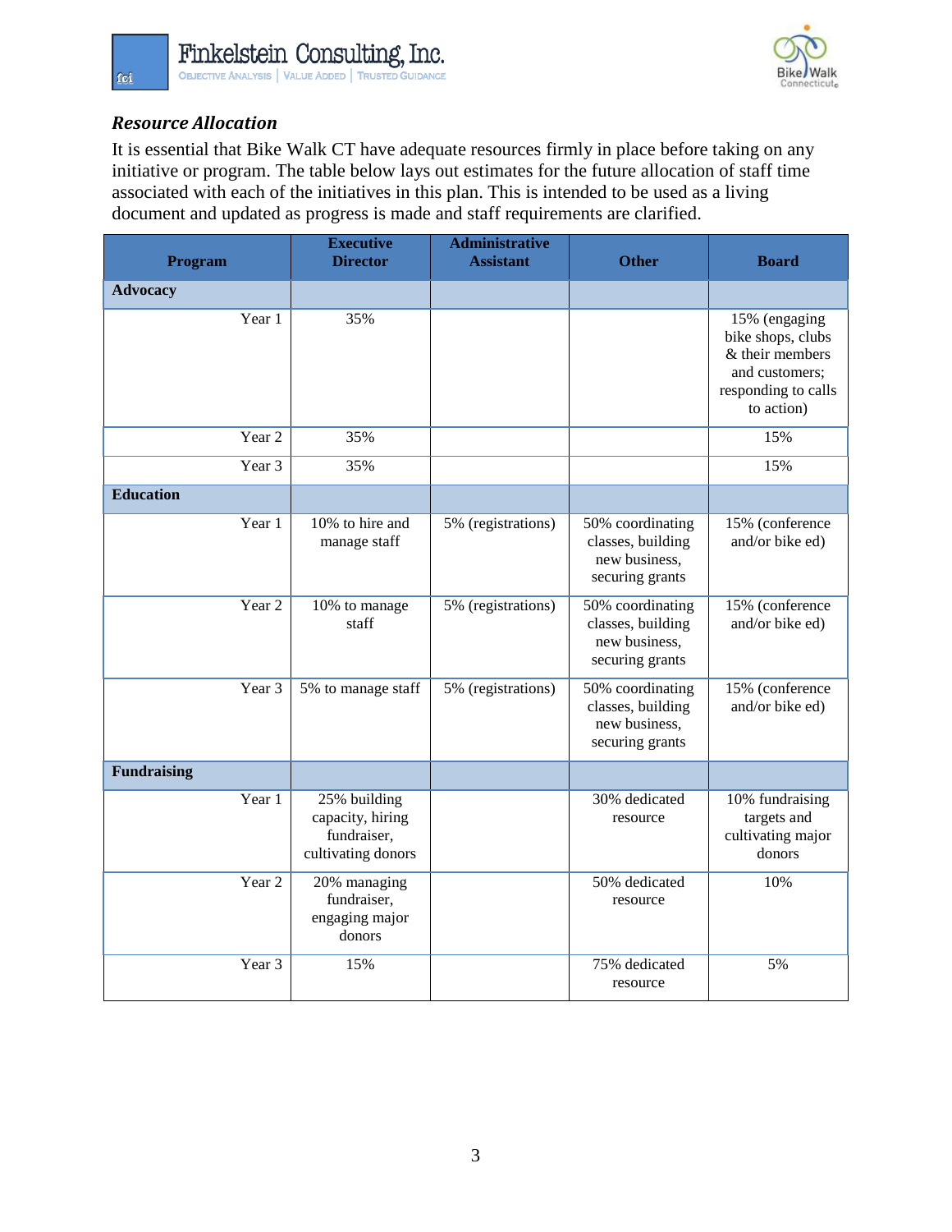### *Resource Allocation*

It is essential that Bike Walk CT have adequate resources firmly in place before taking on any initiative or program. The table below lays out estimates for the future allocation of staff time associated with each of the initiatives in this plan. This is intended to be used as a living document and updated as progress is made and staff requirements are clarified.

| Program | Executive Director | Administrative Assistant | Other | Board |
|---|---|---|---|---|
| **Advocacy** | | | | |
| Year 1 | 35% | | | 15% (engaging bike shops, clubs & their members and customers; responding to calls to action) |
| Year 2 | 35% | | | 15% |
| Year 3 | 35% | | | 15% |
| **Education** | | | | |
| Year 1 | 10% to hire and manage staff | 5% (registrations) | 50% coordinating classes, building new business, securing grants | 15% (conference and/or bike ed) |
| Year 2 | 10% to manage staff | 5% (registrations) | 50% coordinating classes, building new business, securing grants | 15% (conference and/or bike ed) |
| Year 3 | 5% to manage staff | 5% (registrations) | 50% coordinating classes, building new business, securing grants | 15% (conference and/or bike ed) |
| **Fundraising** | | | | |
| Year 1 | 25% building capacity, hiring fundraiser, cultivating donors | | 30% dedicated resource | 10% fundraising targets and cultivating major donors |
| Year 2 | 20% managing fundraiser, engaging major donors | | 50% dedicated resource | 10% |
| Year 3 | 15% | | 75% dedicated resource | 5% |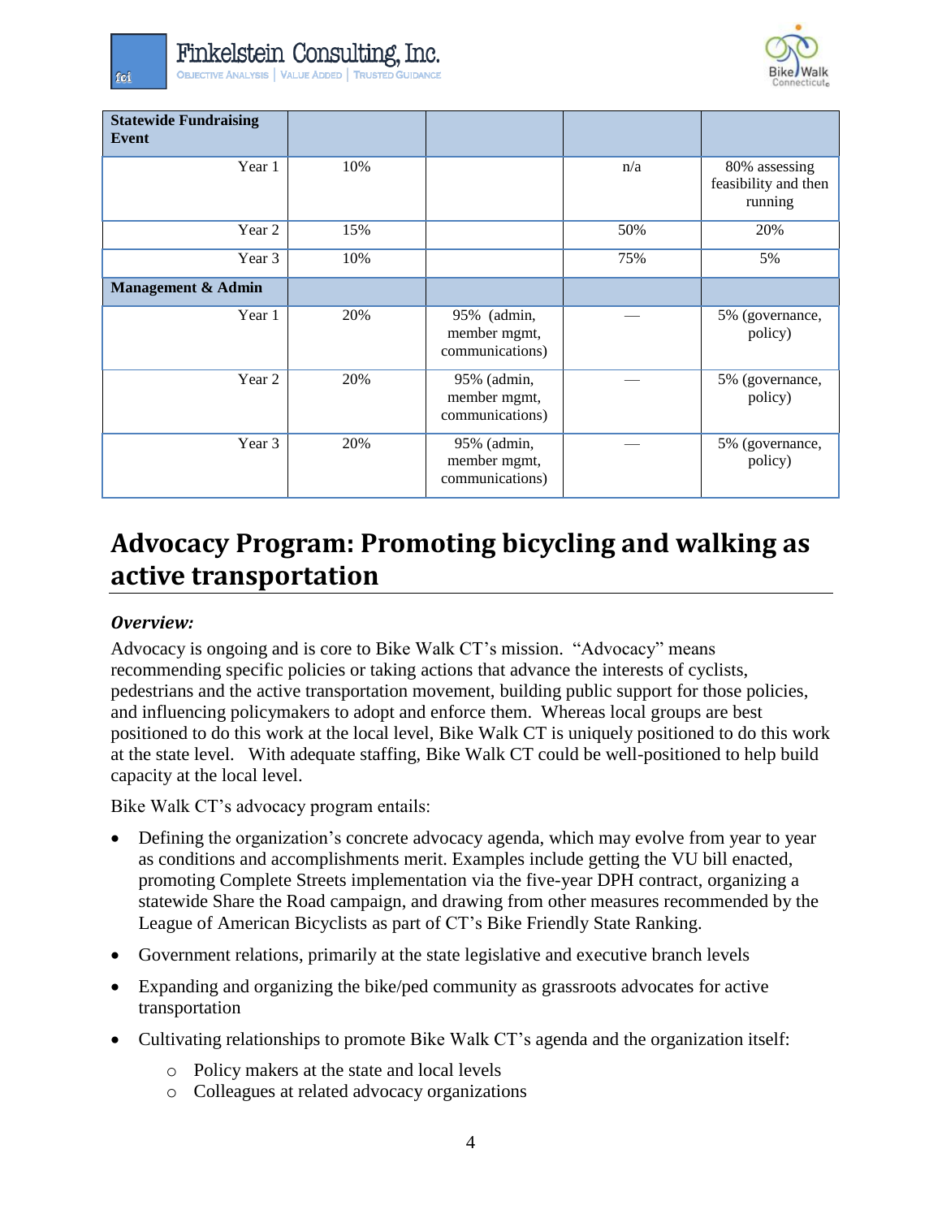| Statewide Fundraising Event | | | | |
|---|---|---|---|---|
| Year 1 | 10% | | n/a | 80% assessing feasibility and then running |
| Year 2 | 15% | | 50% | 20% |
| Year 3 | 10% | | 75% | 5% |
| **Management & Admin** | | | | |
| Year 1 | 20% | 95% (admin, member mgmt, communications) | — | 5% (governance, policy) |
| Year 2 | 20% | 95% (admin, member mgmt, communications) | — | 5% (governance, policy) |
| Year 3 | 20% | 95% (admin, member mgmt, communications) | — | 5% (governance, policy) |

# Advocacy Program: Promoting bicycling and walking as active transportation

### *Overview:*

Advocacy is ongoing and is core to Bike Walk CT's mission. "Advocacy" means recommending specific policies or taking actions that advance the interests of cyclists, pedestrians and the active transportation movement, building public support for those policies, and influencing policymakers to adopt and enforce them. Whereas local groups are best positioned to do this work at the local level, Bike Walk CT is uniquely positioned to do this work at the state level. With adequate staffing, Bike Walk CT could be well-positioned to help build capacity at the local level.

Bike Walk CT's advocacy program entails:

- Defining the organization's concrete advocacy agenda, which may evolve from year to year as conditions and accomplishments merit. Examples include getting the VU bill enacted, promoting Complete Streets implementation via the five-year DPH contract, organizing a statewide Share the Road campaign, and drawing from other measures recommended by the League of American Bicyclists as part of CT's Bike Friendly State Ranking.
- Government relations, primarily at the state legislative and executive branch levels
- Expanding and organizing the bike/ped community as grassroots advocates for active transportation
- Cultivating relationships to promote Bike Walk CT's agenda and the organization itself:
    - Policy makers at the state and local levels
    - Colleagues at related advocacy organizations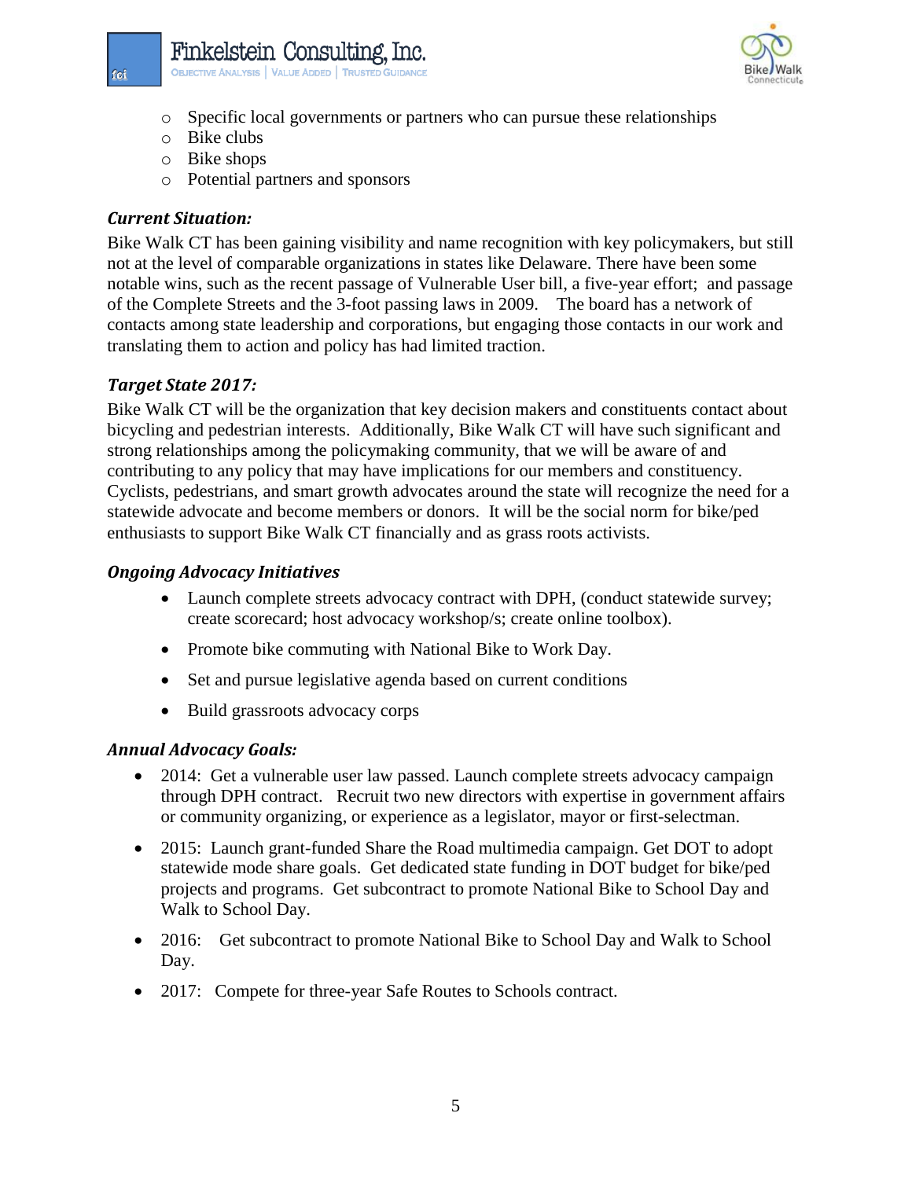- Specific local governments or partners who can pursue these relationships
- Bike clubs
- Bike shops
- Potential partners and sponsors

### *Current Situation:*

Bike Walk CT has been gaining visibility and name recognition with key policymakers, but still not at the level of comparable organizations in states like Delaware. There have been some notable wins, such as the recent passage of Vulnerable User bill, a five-year effort; and passage of the Complete Streets and the 3-foot passing laws in 2009. The board has a network of contacts among state leadership and corporations, but engaging those contacts in our work and translating them to action and policy has had limited traction.

### *Target State 2017:*

Bike Walk CT will be the organization that key decision makers and constituents contact about bicycling and pedestrian interests. Additionally, Bike Walk CT will have such significant and strong relationships among the policymaking community, that we will be aware of and contributing to any policy that may have implications for our members and constituency. Cyclists, pedestrians, and smart growth advocates around the state will recognize the need for a statewide advocate and become members or donors. It will be the social norm for bike/ped enthusiasts to support Bike Walk CT financially and as grass roots activists.

### *Ongoing Advocacy Initiatives*

- Launch complete streets advocacy contract with DPH, (conduct statewide survey; create scorecard; host advocacy workshop/s; create online toolbox).
- Promote bike commuting with National Bike to Work Day.
- Set and pursue legislative agenda based on current conditions
- Build grassroots advocacy corps

### *Annual Advocacy Goals:*

- 2014: Get a vulnerable user law passed. Launch complete streets advocacy campaign through DPH contract. Recruit two new directors with expertise in government affairs or community organizing, or experience as a legislator, mayor or first-selectman.
- 2015: Launch grant-funded Share the Road multimedia campaign. Get DOT to adopt statewide mode share goals. Get dedicated state funding in DOT budget for bike/ped projects and programs. Get subcontract to promote National Bike to School Day and Walk to School Day.
- 2016: Get subcontract to promote National Bike to School Day and Walk to School Day.
- 2017: Compete for three-year Safe Routes to Schools contract.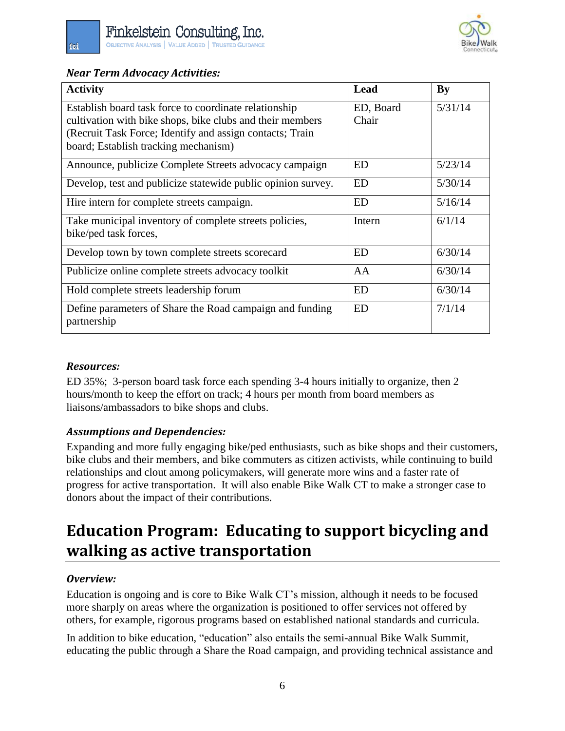### *Near Term Advocacy Activities:*

| Activity | Lead | By |
|---|---|---|
| Establish board task force to coordinate relationship cultivation with bike shops, bike clubs and their members (Recruit Task Force; Identify and assign contacts; Train board; Establish tracking mechanism) | ED, Board Chair | 5/31/14 |
| Announce, publicize Complete Streets advocacy campaign | ED | 5/23/14 |
| Develop, test and publicize statewide public opinion survey. | ED | 5/30/14 |
| Hire intern for complete streets campaign. | ED | 5/16/14 |
| Take municipal inventory of complete streets policies, bike/ped task forces, | Intern | 6/1/14 |
| Develop town by town complete streets scorecard | ED | 6/30/14 |
| Publicize online complete streets advocacy toolkit | AA | 6/30/14 |
| Hold complete streets leadership forum | ED | 6/30/14 |
| Define parameters of Share the Road campaign and funding partnership | ED | 7/1/14 |

### *Resources:*

ED 35%; 3-person board task force each spending 3-4 hours initially to organize, then 2 hours/month to keep the effort on track; 4 hours per month from board members as liaisons/ambassadors to bike shops and clubs.

### *Assumptions and Dependencies:*

Expanding and more fully engaging bike/ped enthusiasts, such as bike shops and their customers, bike clubs and their members, and bike commuters as citizen activists, while continuing to build relationships and clout among policymakers, will generate more wins and a faster rate of progress for active transportation. It will also enable Bike Walk CT to make a stronger case to donors about the impact of their contributions.

## Education Program: Educating to support bicycling and walking as active transportation

### *Overview:*

Education is ongoing and is core to Bike Walk CT's mission, although it needs to be focused more sharply on areas where the organization is positioned to offer services not offered by others, for example, rigorous programs based on established national standards and curricula.

In addition to bike education, "education" also entails the semi-annual Bike Walk Summit, educating the public through a Share the Road campaign, and providing technical assistance and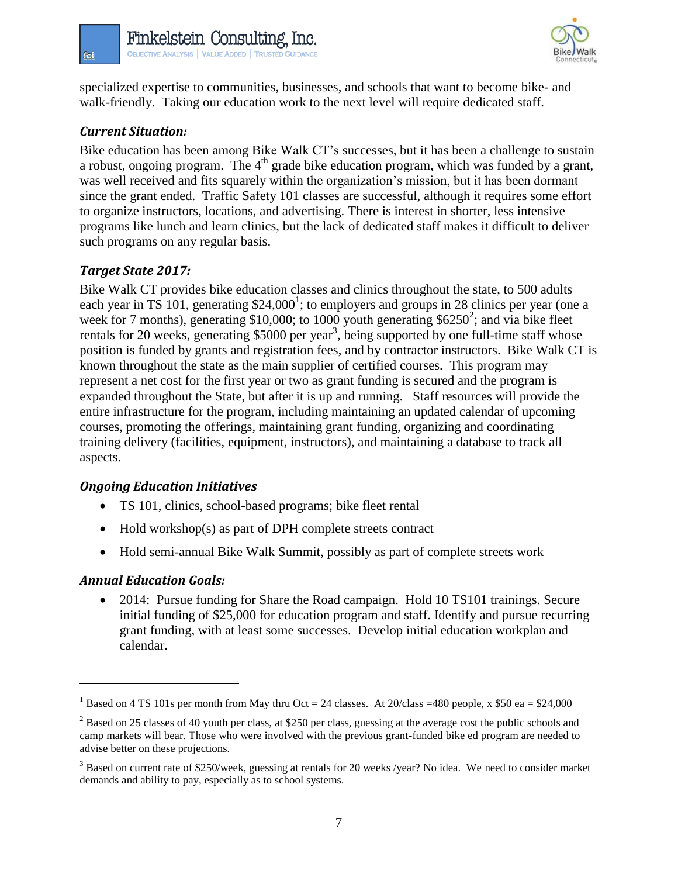specialized expertise to communities, businesses, and schools that want to become bike- and walk-friendly. Taking our education work to the next level will require dedicated staff.

### *Current Situation:*

Bike education has been among Bike Walk CT's successes, but it has been a challenge to sustain a robust, ongoing program. The 4th grade bike education program, which was funded by a grant, was well received and fits squarely within the organization's mission, but it has been dormant since the grant ended. Traffic Safety 101 classes are successful, although it requires some effort to organize instructors, locations, and advertising. There is interest in shorter, less intensive programs like lunch and learn clinics, but the lack of dedicated staff makes it difficult to deliver such programs on any regular basis.

### *Target State 2017:*

Bike Walk CT provides bike education classes and clinics throughout the state, to 500 adults each year in TS 101, generating $24,000[1]; to employers and groups in 28 clinics per year (one a week for 7 months), generating $10,000; to 1000 youth generating $6250[2]; and via bike fleet rentals for 20 weeks, generating $5000 per year[3], being supported by one full-time staff whose position is funded by grants and registration fees, and by contractor instructors. Bike Walk CT is known throughout the state as the main supplier of certified courses. This program may represent a net cost for the first year or two as grant funding is secured and the program is expanded throughout the State, but after it is up and running. Staff resources will provide the entire infrastructure for the program, including maintaining an updated calendar of upcoming courses, promoting the offerings, maintaining grant funding, organizing and coordinating training delivery (facilities, equipment, instructors), and maintaining a database to track all aspects.

### *Ongoing Education Initiatives*

- TS 101, clinics, school-based programs; bike fleet rental
- Hold workshop(s) as part of DPH complete streets contract
- Hold semi-annual Bike Walk Summit, possibly as part of complete streets work

### *Annual Education Goals:*

- 2014: Pursue funding for Share the Road campaign. Hold 10 TS101 trainings. Secure initial funding of $25,000 for education program and staff. Identify and pursue recurring grant funding, with at least some successes. Develop initial education workplan and calendar.

---

[1] Based on 4 TS 101s per month from May thru Oct = 24 classes. At 20/class =480 people, x $50 ea = $24,000

[2] Based on 25 classes of 40 youth per class, at $250 per class, guessing at the average cost the public schools and camp markets will bear. Those who were involved with the previous grant-funded bike ed program are needed to advise better on these projections.

[3] Based on current rate of $250/week, guessing at rentals for 20 weeks /year? No idea. We need to consider market demands and ability to pay, especially as to school systems.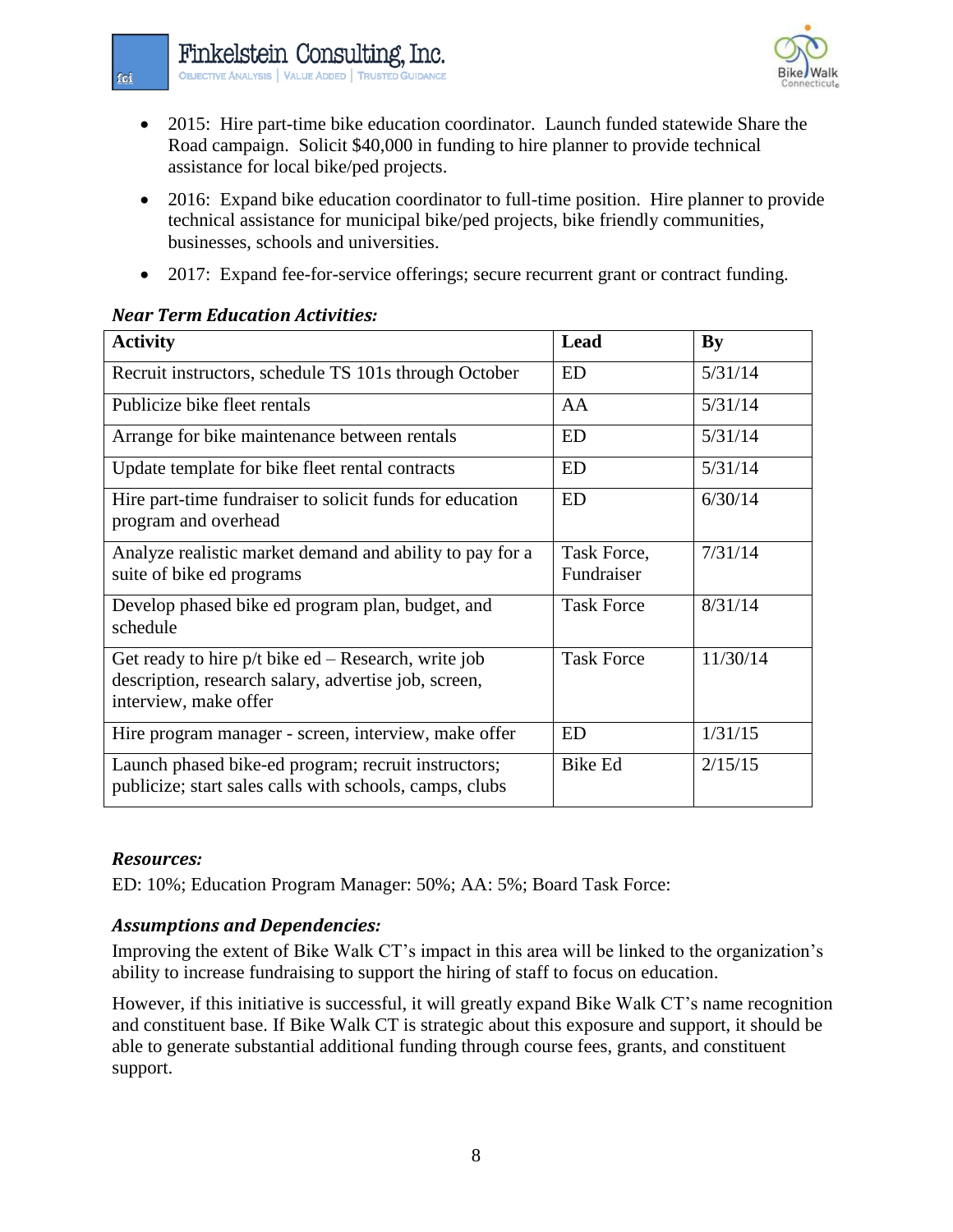- 2015: Hire part-time bike education coordinator. Launch funded statewide Share the Road campaign. Solicit $40,000 in funding to hire planner to provide technical assistance for local bike/ped projects.
- 2016: Expand bike education coordinator to full-time position. Hire planner to provide technical assistance for municipal bike/ped projects, bike friendly communities, businesses, schools and universities.
- 2017: Expand fee-for-service offerings; secure recurrent grant or contract funding.

***Near Term Education Activities:***

| Activity | Lead | By |
|---|---|---|
| Recruit instructors, schedule TS 101s through October | ED | 5/31/14 |
| Publicize bike fleet rentals | AA | 5/31/14 |
| Arrange for bike maintenance between rentals | ED | 5/31/14 |
| Update template for bike fleet rental contracts | ED | 5/31/14 |
| Hire part-time fundraiser to solicit funds for education program and overhead | ED | 6/30/14 |
| Analyze realistic market demand and ability to pay for a suite of bike ed programs | Task Force, Fundraiser | 7/31/14 |
| Develop phased bike ed program plan, budget, and schedule | Task Force | 8/31/14 |
| Get ready to hire p/t bike ed – Research, write job description, research salary, advertise job, screen, interview, make offer | Task Force | 11/30/14 |
| Hire program manager - screen, interview, make offer | ED | 1/31/15 |
| Launch phased bike-ed program; recruit instructors; publicize; start sales calls with schools, camps, clubs | Bike Ed | 2/15/15 |

***Resources:***

ED: 10%; Education Program Manager: 50%; AA: 5%; Board Task Force:

***Assumptions and Dependencies:***

Improving the extent of Bike Walk CT's impact in this area will be linked to the organization's ability to increase fundraising to support the hiring of staff to focus on education.

However, if this initiative is successful, it will greatly expand Bike Walk CT's name recognition and constituent base. If Bike Walk CT is strategic about this exposure and support, it should be able to generate substantial additional funding through course fees, grants, and constituent support.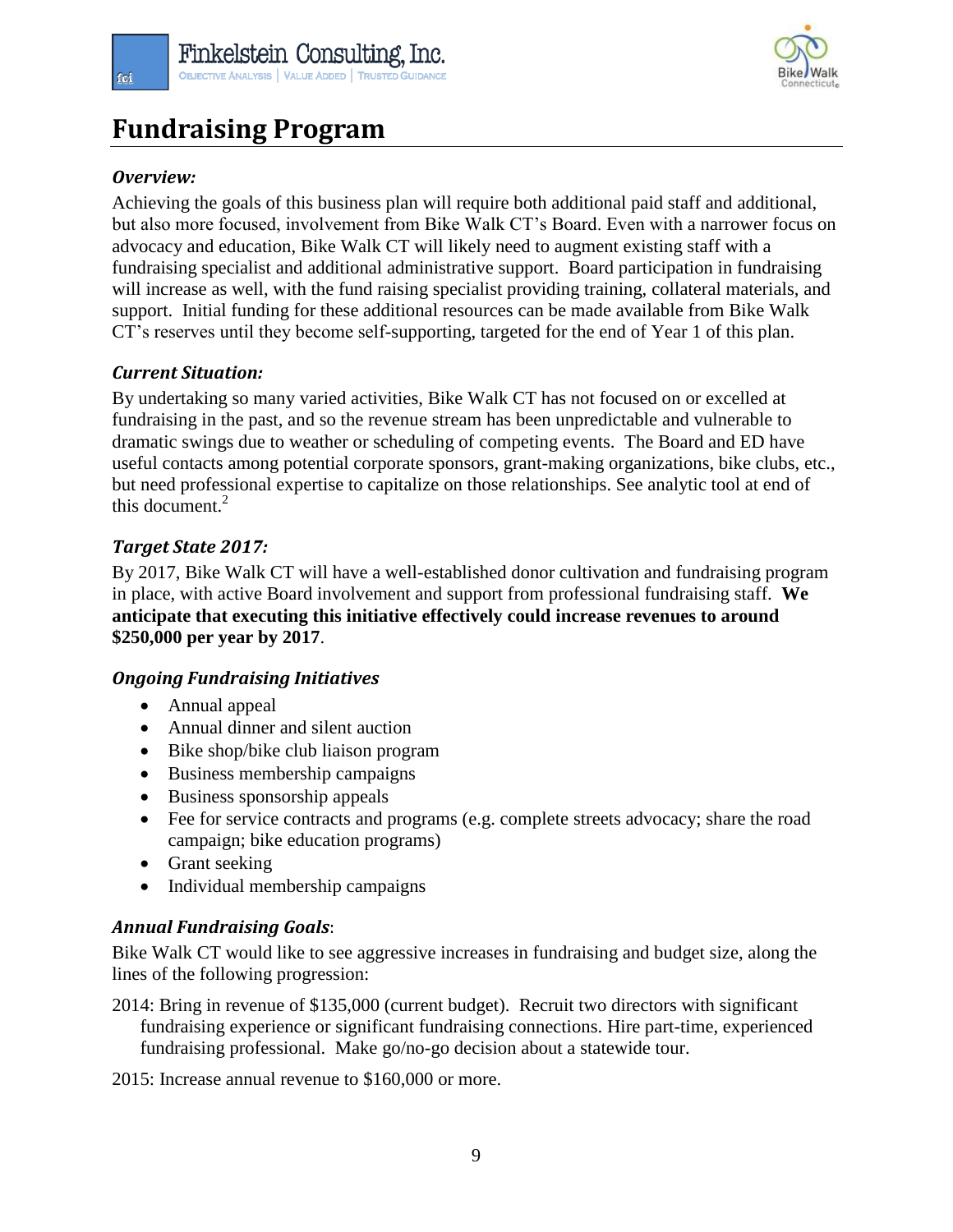# Fundraising Program

### *Overview:*

Achieving the goals of this business plan will require both additional paid staff and additional, but also more focused, involvement from Bike Walk CT's Board. Even with a narrower focus on advocacy and education, Bike Walk CT will likely need to augment existing staff with a fundraising specialist and additional administrative support. Board participation in fundraising will increase as well, with the fund raising specialist providing training, collateral materials, and support. Initial funding for these additional resources can be made available from Bike Walk CT's reserves until they become self-supporting, targeted for the end of Year 1 of this plan.

### *Current Situation:*

By undertaking so many varied activities, Bike Walk CT has not focused on or excelled at fundraising in the past, and so the revenue stream has been unpredictable and vulnerable to dramatic swings due to weather or scheduling of competing events. The Board and ED have useful contacts among potential corporate sponsors, grant-making organizations, bike clubs, etc., but need professional expertise to capitalize on those relationships. See analytic tool at end of this document.[2]

### *Target State 2017:*

By 2017, Bike Walk CT will have a well-established donor cultivation and fundraising program in place, with active Board involvement and support from professional fundraising staff. **We anticipate that executing this initiative effectively could increase revenues to around $250,000 per year by 2017**.

### *Ongoing Fundraising Initiatives*

- Annual appeal
- Annual dinner and silent auction
- Bike shop/bike club liaison program
- Business membership campaigns
- Business sponsorship appeals
- Fee for service contracts and programs (e.g. complete streets advocacy; share the road campaign; bike education programs)
- Grant seeking
- Individual membership campaigns

### *Annual Fundraising Goals*:

Bike Walk CT would like to see aggressive increases in fundraising and budget size, along the lines of the following progression:

2014: Bring in revenue of $135,000 (current budget). Recruit two directors with significant fundraising experience or significant fundraising connections. Hire part-time, experienced fundraising professional. Make go/no-go decision about a statewide tour.

2015: Increase annual revenue to $160,000 or more.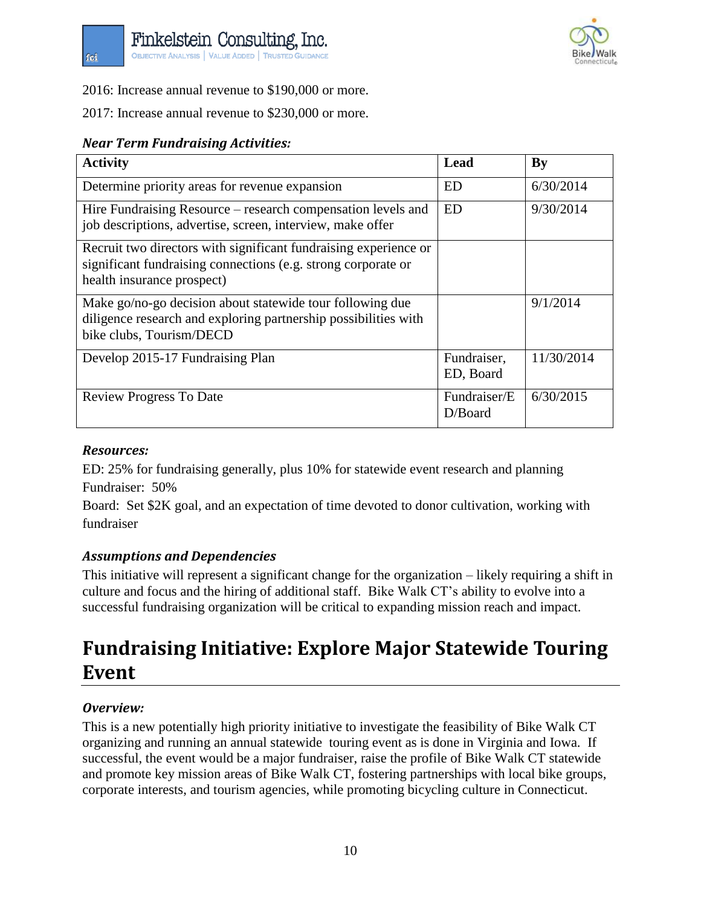2016: Increase annual revenue to $190,000 or more.

2017: Increase annual revenue to $230,000 or more.

### *Near Term Fundraising Activities:*

| Activity | Lead | By |
|---|---|---|
| Determine priority areas for revenue expansion | ED | 6/30/2014 |
| Hire Fundraising Resource – research compensation levels and job descriptions, advertise, screen, interview, make offer | ED | 9/30/2014 |
| Recruit two directors with significant fundraising experience or significant fundraising connections (e.g. strong corporate or health insurance prospect) | | |
| Make go/no-go decision about statewide tour following due diligence research and exploring partnership possibilities with bike clubs, Tourism/DECD | | 9/1/2014 |
| Develop 2015-17 Fundraising Plan | Fundraiser, ED, Board | 11/30/2014 |
| Review Progress To Date | Fundraiser/ED/Board | 6/30/2015 |

### *Resources:*

ED: 25% for fundraising generally, plus 10% for statewide event research and planning

Fundraiser: 50%

Board: Set $2K goal, and an expectation of time devoted to donor cultivation, working with fundraiser

### *Assumptions and Dependencies*

This initiative will represent a significant change for the organization – likely requiring a shift in culture and focus and the hiring of additional staff. Bike Walk CT's ability to evolve into a successful fundraising organization will be critical to expanding mission reach and impact.

## Fundraising Initiative: Explore Major Statewide Touring Event

### *Overview:*

This is a new potentially high priority initiative to investigate the feasibility of Bike Walk CT organizing and running an annual statewide touring event as is done in Virginia and Iowa. If successful, the event would be a major fundraiser, raise the profile of Bike Walk CT statewide and promote key mission areas of Bike Walk CT, fostering partnerships with local bike groups, corporate interests, and tourism agencies, while promoting bicycling culture in Connecticut.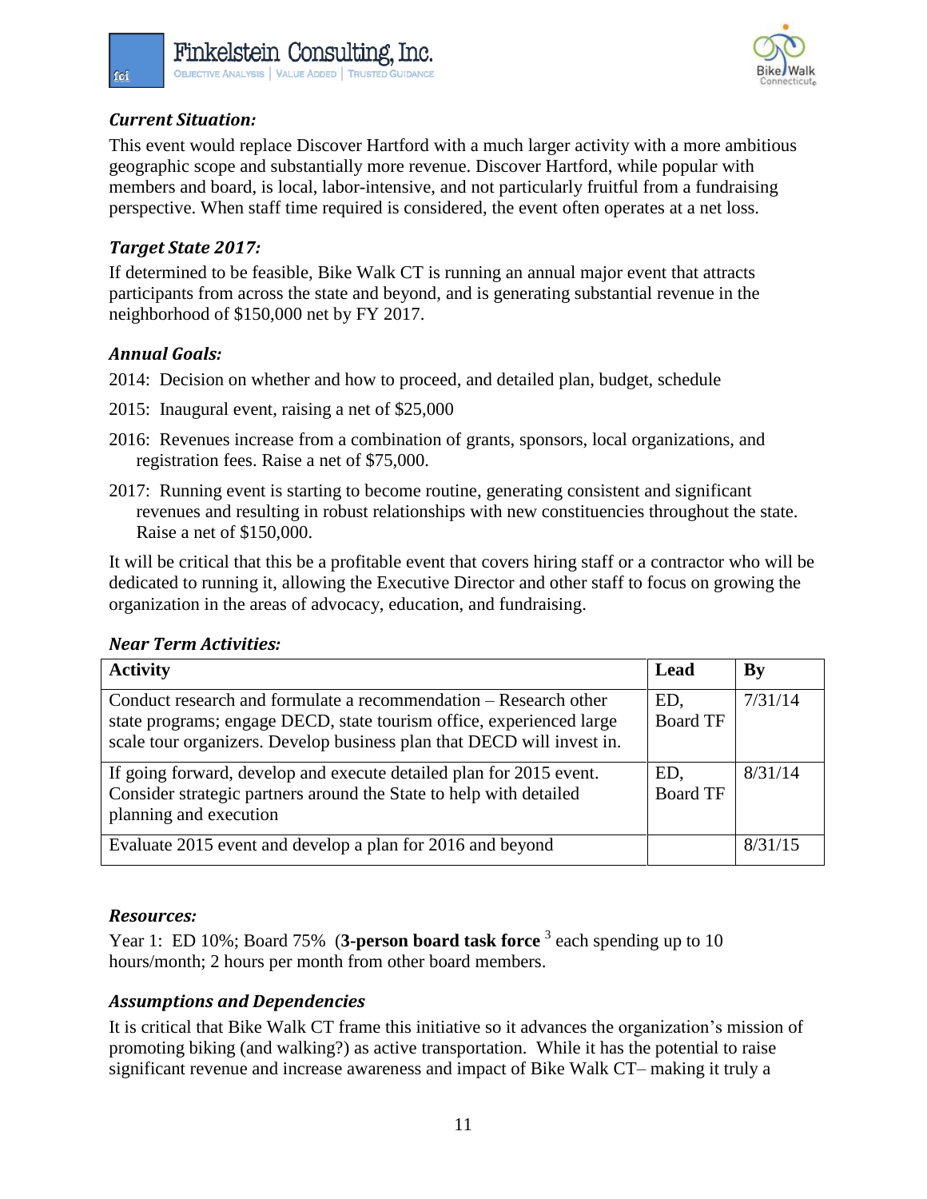### *Current Situation:*

This event would replace Discover Hartford with a much larger activity with a more ambitious geographic scope and substantially more revenue. Discover Hartford, while popular with members and board, is local, labor-intensive, and not particularly fruitful from a fundraising perspective. When staff time required is considered, the event often operates at a net loss.

### *Target State 2017:*

If determined to be feasible, Bike Walk CT is running an annual major event that attracts participants from across the state and beyond, and is generating substantial revenue in the neighborhood of $150,000 net by FY 2017.

### *Annual Goals:*

2014: Decision on whether and how to proceed, and detailed plan, budget, schedule

2015: Inaugural event, raising a net of $25,000

2016: Revenues increase from a combination of grants, sponsors, local organizations, and registration fees. Raise a net of $75,000.

2017: Running event is starting to become routine, generating consistent and significant revenues and resulting in robust relationships with new constituencies throughout the state. Raise a net of $150,000.

It will be critical that this be a profitable event that covers hiring staff or a contractor who will be dedicated to running it, allowing the Executive Director and other staff to focus on growing the organization in the areas of advocacy, education, and fundraising.

### *Near Term Activities:*

| Activity | Lead | By |
|---|---|---|
| Conduct research and formulate a recommendation – Research other state programs; engage DECD, state tourism office, experienced large scale tour organizers. Develop business plan that DECD will invest in. | ED, Board TF | 7/31/14 |
| If going forward, develop and execute detailed plan for 2015 event. Consider strategic partners around the State to help with detailed planning and execution | ED, Board TF | 8/31/14 |
| Evaluate 2015 event and develop a plan for 2016 and beyond | | 8/31/15 |

### *Resources:*

Year 1: ED 10%; Board 75% (**3-person board task force** [3] each spending up to 10 hours/month; 2 hours per month from other board members.

### *Assumptions and Dependencies*

It is critical that Bike Walk CT frame this initiative so it advances the organization's mission of promoting biking (and walking?) as active transportation. While it has the potential to raise significant revenue and increase awareness and impact of Bike Walk CT– making it truly a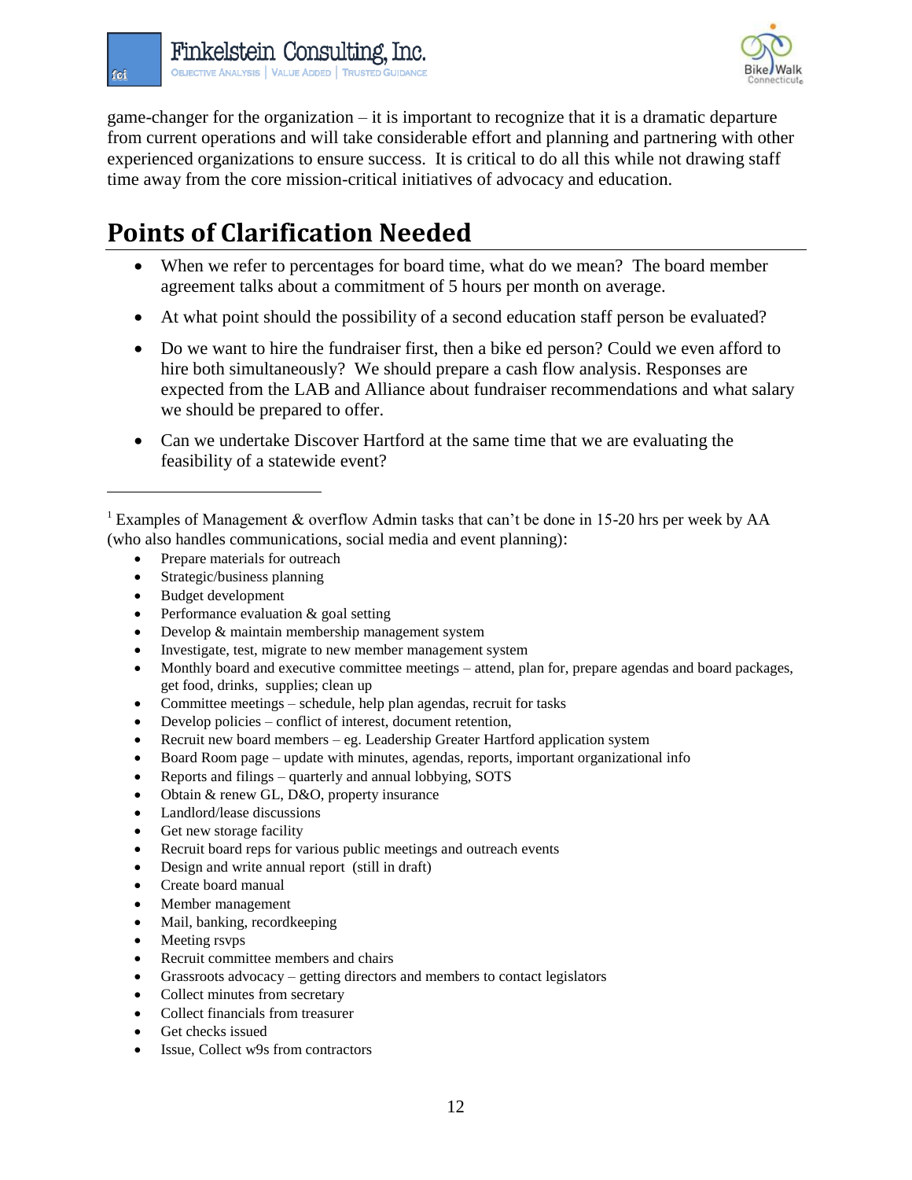game-changer for the organization – it is important to recognize that it is a dramatic departure from current operations and will take considerable effort and planning and partnering with other experienced organizations to ensure success. It is critical to do all this while not drawing staff time away from the core mission-critical initiatives of advocacy and education.

# Points of Clarification Needed

- When we refer to percentages for board time, what do we mean? The board member agreement talks about a commitment of 5 hours per month on average.
- At what point should the possibility of a second education staff person be evaluated?
- Do we want to hire the fundraiser first, then a bike ed person? Could we even afford to hire both simultaneously? We should prepare a cash flow analysis. Responses are expected from the LAB and Alliance about fundraiser recommendations and what salary we should be prepared to offer.
- Can we undertake Discover Hartford at the same time that we are evaluating the feasibility of a statewide event?

---

[1] Examples of Management & overflow Admin tasks that can't be done in 15-20 hrs per week by AA (who also handles communications, social media and event planning):

- Prepare materials for outreach
- Strategic/business planning
- Budget development
- Performance evaluation & goal setting
- Develop & maintain membership management system
- Investigate, test, migrate to new member management system
- Monthly board and executive committee meetings – attend, plan for, prepare agendas and board packages, get food, drinks, supplies; clean up
- Committee meetings – schedule, help plan agendas, recruit for tasks
- Develop policies – conflict of interest, document retention,
- Recruit new board members – eg. Leadership Greater Hartford application system
- Board Room page – update with minutes, agendas, reports, important organizational info
- Reports and filings – quarterly and annual lobbying, SOTS
- Obtain & renew GL, D&O, property insurance
- Landlord/lease discussions
- Get new storage facility
- Recruit board reps for various public meetings and outreach events
- Design and write annual report (still in draft)
- Create board manual
- Member management
- Mail, banking, recordkeeping
- Meeting rsvps
- Recruit committee members and chairs
- Grassroots advocacy – getting directors and members to contact legislators
- Collect minutes from secretary
- Collect financials from treasurer
- Get checks issued
- Issue, Collect w9s from contractors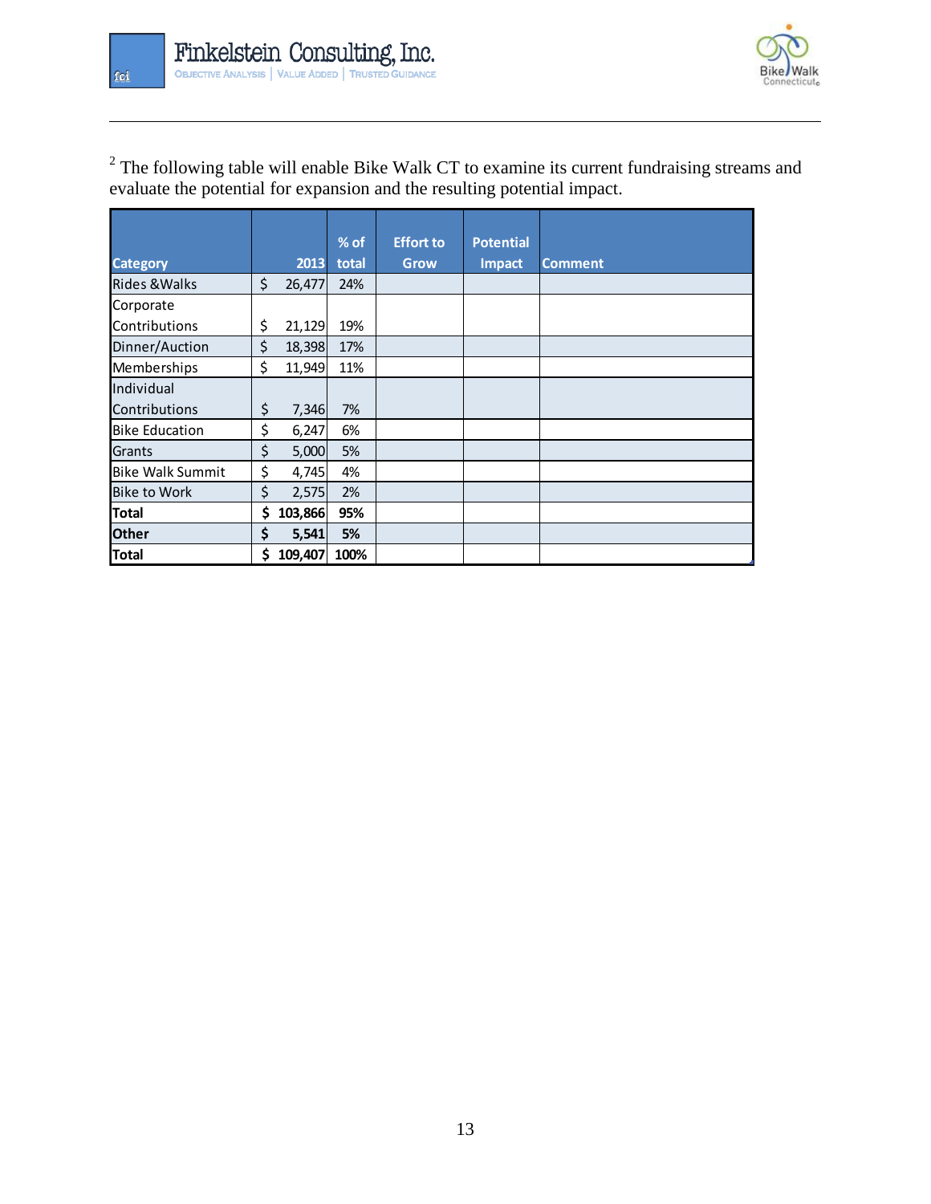[2] The following table will enable Bike Walk CT to examine its current fundraising streams and evaluate the potential for expansion and the resulting potential impact.

| Category | 2013 | % of total | Effort to Grow | Potential Impact | Comment |
|---|---|---|---|---|---|
| Rides &Walks | $ 26,477 | 24% | | | |
| Corporate Contributions | $ 21,129 | 19% | | | |
| Dinner/Auction | $ 18,398 | 17% | | | |
| Memberships | $ 11,949 | 11% | | | |
| Individual Contributions | $ 7,346 | 7% | | | |
| Bike Education | $ 6,247 | 6% | | | |
| Grants | $ 5,000 | 5% | | | |
| Bike Walk Summit | $ 4,745 | 4% | | | |
| Bike to Work | $ 2,575 | 2% | | | |
| **Total** | **$ 103,866** | **95%** | | | |
| **Other** | **$ 5,541** | **5%** | | | |
| **Total** | **$ 109,407** | **100%** | | | |